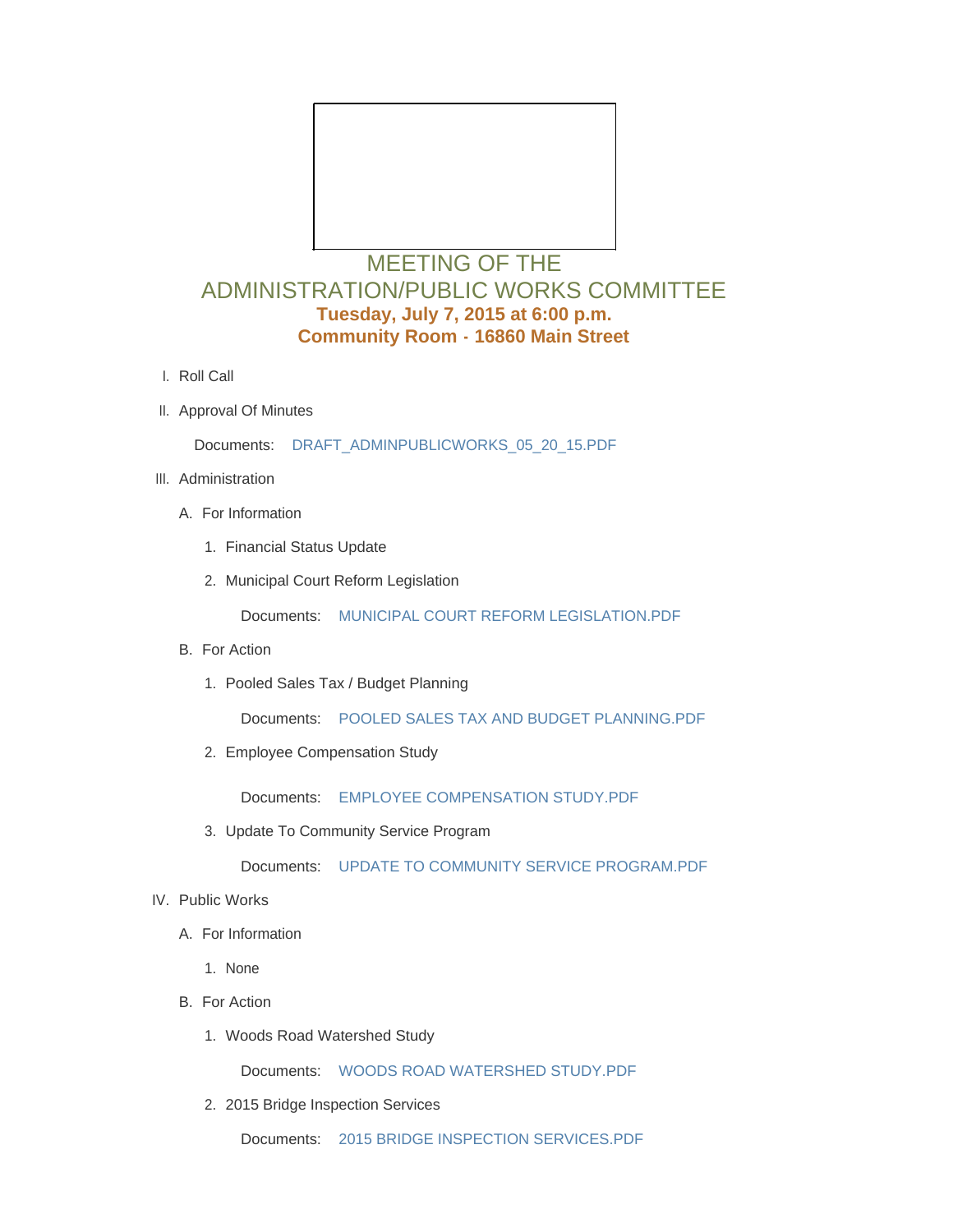# MEETING OF THE ADMINISTRATION/PUBLIC WORKS COMMITTEE

**Tuesday, July 7, 2015 at 6:00 p.m.**

**Community Room - 16860 Main Street**

I. Roll Call

II. Approval Of Minutes

   Documents: DRAFT_ADMINPUBLICWORKS_05_20_15.PDF

III. Administration

   A. For Information

      1. Financial Status Update

      2. Municipal Court Reform Legislation

         Documents: MUNICIPAL COURT REFORM LEGISLATION.PDF

   B. For Action

      1. Pooled Sales Tax / Budget Planning

         Documents: POOLED SALES TAX AND BUDGET PLANNING.PDF

      2. Employee Compensation Study

         Documents: EMPLOYEE COMPENSATION STUDY.PDF

      3. Update To Community Service Program

         Documents: UPDATE TO COMMUNITY SERVICE PROGRAM.PDF

IV. Public Works

   A. For Information

      1. None

   B. For Action

      1. Woods Road Watershed Study

         Documents: WOODS ROAD WATERSHED STUDY.PDF

      2. 2015 Bridge Inspection Services

         Documents: 2015 BRIDGE INSPECTION SERVICES.PDF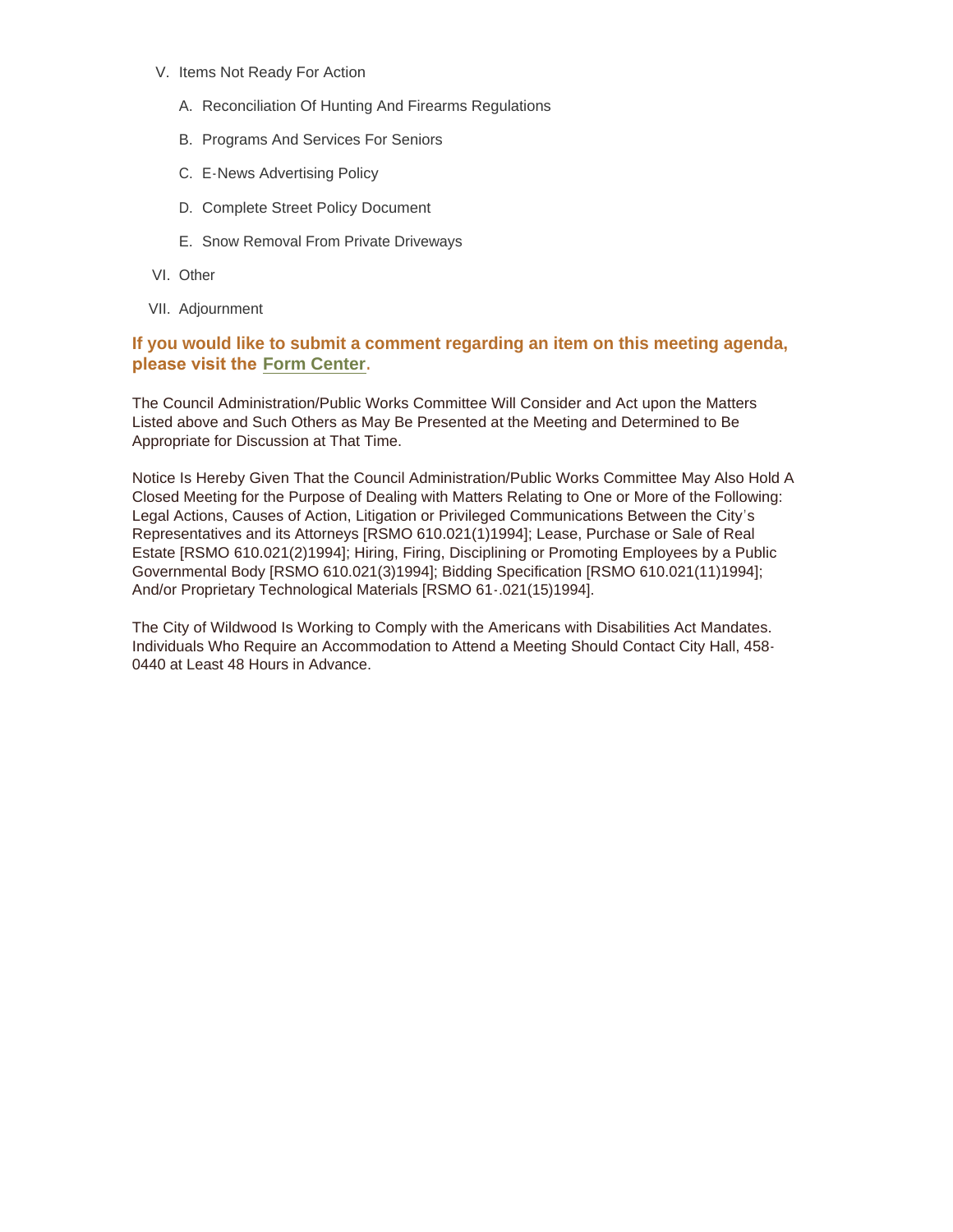V. Items Not Ready For Action

   A. Reconciliation Of Hunting And Firearms Regulations

   B. Programs And Services For Seniors

   C. E-News Advertising Policy

   D. Complete Street Policy Document

   E. Snow Removal From Private Driveways

VI. Other

VII. Adjournment

**If you would like to submit a comment regarding an item on this meeting agenda, please visit the Form Center.**

The Council Administration/Public Works Committee Will Consider and Act upon the Matters Listed above and Such Others as May Be Presented at the Meeting and Determined to Be Appropriate for Discussion at That Time.

Notice Is Hereby Given That the Council Administration/Public Works Committee May Also Hold A Closed Meeting for the Purpose of Dealing with Matters Relating to One or More of the Following: Legal Actions, Causes of Action, Litigation or Privileged Communications Between the City's Representatives and its Attorneys [RSMO 610.021(1)1994]; Lease, Purchase or Sale of Real Estate [RSMO 610.021(2)1994]; Hiring, Firing, Disciplining or Promoting Employees by a Public Governmental Body [RSMO 610.021(3)1994]; Bidding Specification [RSMO 610.021(11)1994]; And/or Proprietary Technological Materials [RSMO 61-.021(15)1994].

The City of Wildwood Is Working to Comply with the Americans with Disabilities Act Mandates. Individuals Who Require an Accommodation to Attend a Meeting Should Contact City Hall, 458-0440 at Least 48 Hours in Advance.